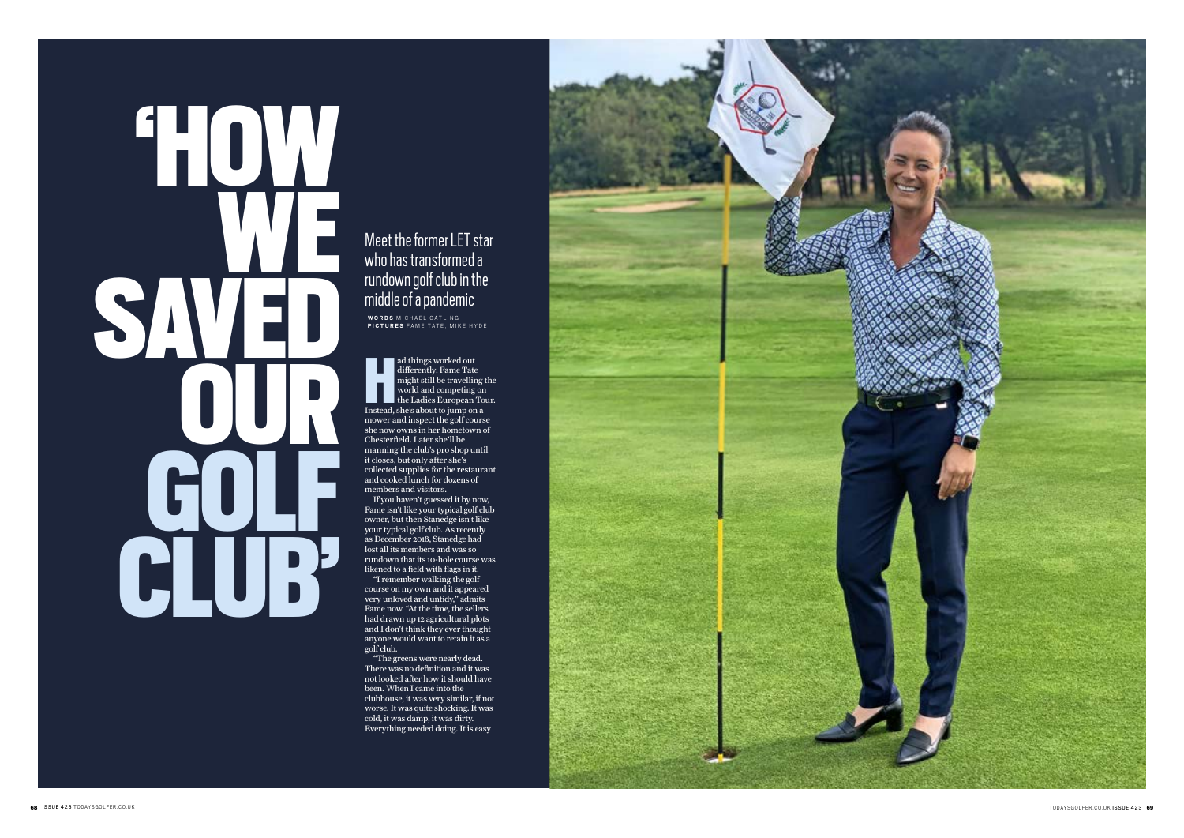# 'HOW WE SAVED OUR GOLF CLUB'

## Meet the former LET star who has transformed a rundown golf club in the middle of a pandemic

**WORDS** MICHAEL CATLING
**PICTURES** FAME TATE, MIKE HYDE

Had things worked out differently, Fame Tate might still be travelling the world and competing on the Ladies European Tour. Instead, she's about to jump on a mower and inspect the golf course she now owns in her hometown of Chesterfield. Later she'll be manning the club's pro shop until it closes, but only after she's collected supplies for the restaurant and cooked lunch for dozens of members and visitors.

If you haven't guessed it by now, Fame isn't like your typical golf club owner, but then Stanedge isn't like your typical golf club. As recently as December 2018, Stanedge had lost all its members and was so rundown that its 10-hole course was likened to a field with flags in it.

"I remember walking the golf course on my own and it appeared very unloved and untidy," admits Fame now. "At the time, the sellers had drawn up 12 agricultural plots and I don't think they ever thought anyone would want to retain it as a golf club.

"The greens were nearly dead. There was no definition and it was not looked after how it should have been. When I came into the clubhouse, it was very similar, if not worse. It was quite shocking. It was cold, it was damp, it was dirty. Everything needed doing. It is easy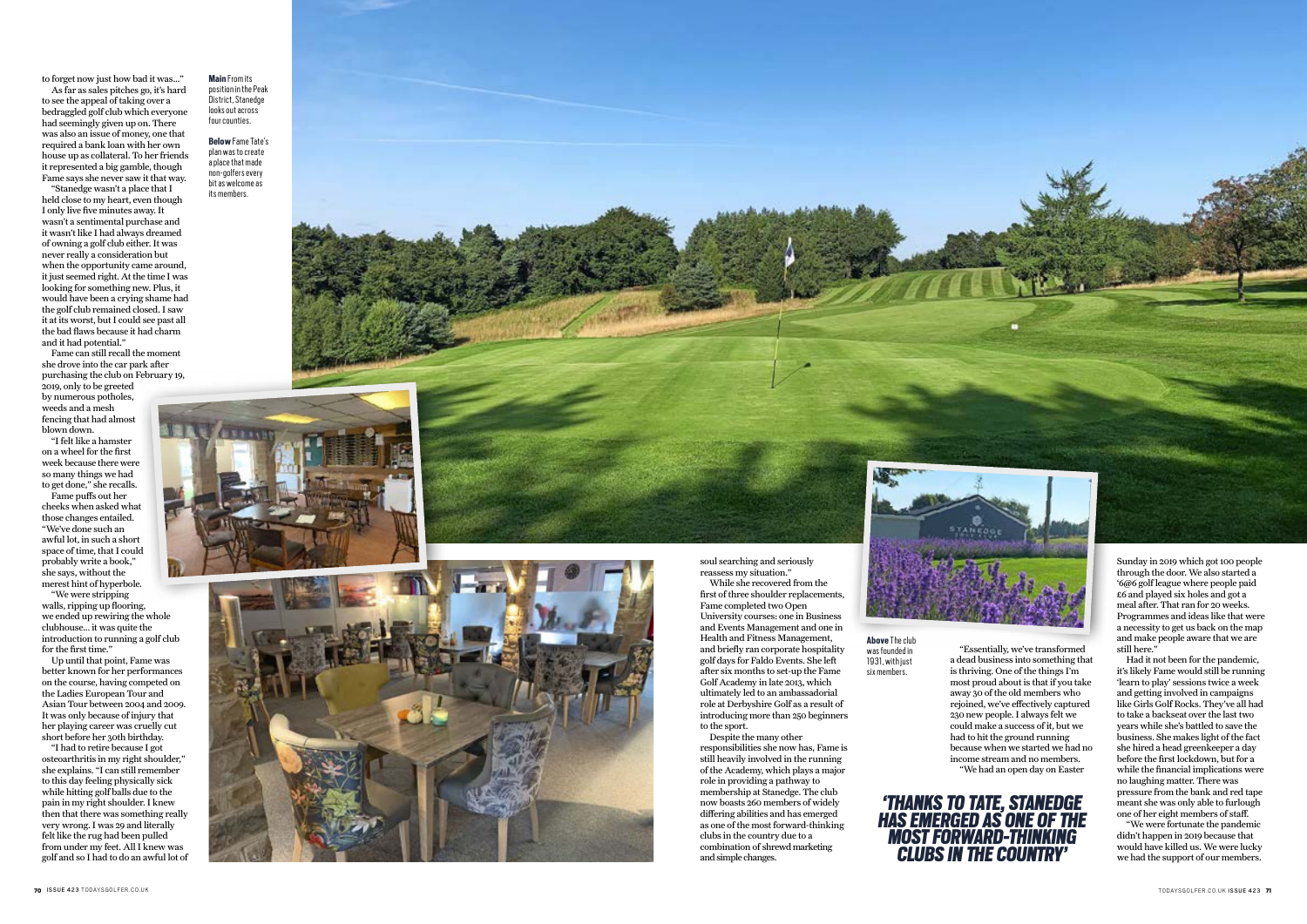to forget now just how bad it was…"

As far as sales pitches go, it's hard to see the appeal of taking over a bedraggled golf club which everyone had seemingly given up on. There was also an issue of money, one that required a bank loan with her own house up as collateral. To her friends it represented a big gamble, though Fame says she never saw it that way.

"Stanedge wasn't a place that I held close to my heart, even though I only live five minutes away. It wasn't a sentimental purchase and it wasn't like I had always dreamed of owning a golf club either. It was never really a consideration but when the opportunity came around, it just seemed right. At the time I was looking for something new. Plus, it would have been a crying shame had the golf club remained closed. I saw it at its worst, but I could see past all the bad flaws because it had charm and it had potential."

Fame can still recall the moment she drove into the car park after purchasing the club on February 19, 2019, only to be greeted by numerous potholes, weeds and a mesh fencing that had almost blown down.

"I felt like a hamster on a wheel for the first week because there were so many things we had to get done," she recalls.

Fame puffs out her cheeks when asked what those changes entailed. "We've done such an awful lot, in such a short space of time, that I could probably write a book," she says, without the merest hint of hyperbole.

"We were stripping walls, ripping up flooring, we ended up rewiring the whole clubhouse… it was quite the introduction to running a golf club for the first time."

Up until that point, Fame was better known for her performances on the course, having competed on the Ladies European Tour and Asian Tour between 2004 and 2009. It was only because of injury that her playing career was cruelly cut short before her 30th birthday.

"I had to retire because I got osteoarthritis in my right shoulder," she explains. "I can still remember to this day feeling physically sick while hitting golf balls due to the pain in my right shoulder. I knew then that there was something really very wrong. I was 29 and literally felt like the rug had been pulled from under my feet. All I knew was golf and so I had to do an awful lot of soul searching and seriously reassess my situation."

While she recovered from the first of three shoulder replacements, Fame completed two Open University courses: one in Business and Events Management and one in Health and Fitness Management, and briefly ran corporate hospitality golf days for Faldo Events. She left after six months to set-up the Fame Golf Academy in late 2013, which ultimately led to an ambassadorial role at Derbyshire Golf as a result of introducing more than 250 beginners to the sport.

Despite the many other responsibilities she now has, Fame is still heavily involved in the running of the Academy, which plays a major role in providing a pathway to membership at Stanedge. The club now boasts 260 members of widely differing abilities and has emerged as one of the most forward-thinking clubs in the country due to a combination of shrewd marketing and simple changes.

"Essentially, we've transformed a dead business into something that is thriving. One of the things I'm most proud about is that if you take away 30 of the old members who rejoined, we've effectively captured 230 new people. I always felt we could make a success of it, but we had to hit the ground running because when we started we had no income stream and no members.

"We had an open day on Easter Sunday in 2019 which got 100 people through the door. We also started a '6@6 golf league where people paid £6 and played six holes and got a meal after. That ran for 20 weeks. Programmes and ideas like that were a necessity to get us back on the map and make people aware that we are still here."

Had it not been for the pandemic, it's likely Fame would still be running 'learn to play' sessions twice a week and getting involved in campaigns like Girls Golf Rocks. They've all had to take a backseat over the last two years while she's battled to save the business. She makes light of the fact she hired a head greenkeeper a day before the first lockdown, but for a while the financial implications were no laughing matter. There was pressure from the bank and red tape meant she was only able to furlough one of her eight members of staff.

"We were fortunate the pandemic didn't happen in 2019 because that would have killed us. We were lucky we had the support of our members.

## 'THANKS TO TATE, STANEDGE HAS EMERGED AS ONE OF THE MOST FORWARD-THINKING CLUBS IN THE COUNTRY'

**Main** From its position in the Peak District, Stanedge looks out across four counties.

**Below** Fame Tate's plan was to create a place that made non-golfers every bit as welcome as its members.

**Above** The club was founded in 1931, with just six members.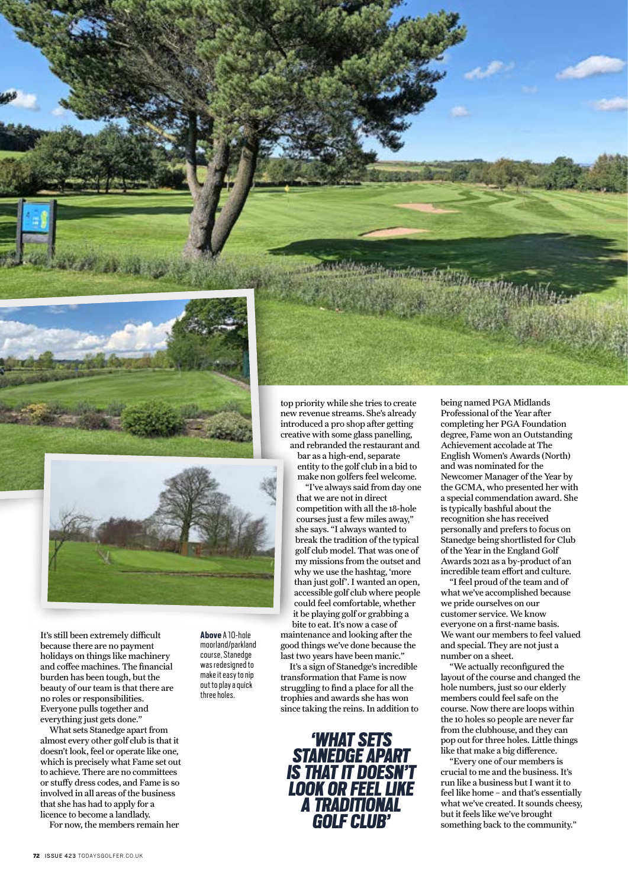It's still been extremely difficult because there are no payment holidays on things like machinery and coffee machines. The financial burden has been tough, but the beauty of our team is that there are no roles or responsibilities. Everyone pulls together and everything just gets done."

What sets Stanedge apart from almost every other golf club is that it doesn't look, feel or operate like one, which is precisely what Fame set out to achieve. There are no committees or stuffy dress codes, and Fame is so involved in all areas of the business that she has had to apply for a licence to become a landlady.

For now, the members remain her top priority while she tries to create new revenue streams. She's already introduced a pro shop after getting creative with some glass panelling, and rebranded the restaurant and bar as a high-end, separate entity to the golf club in a bid to make non golfers feel welcome.

"I've always said from day one that we are not in direct competition with all the 18-hole courses just a few miles away," she says. "I always wanted to break the tradition of the typical golf club model. That was one of my missions from the outset and why we use the hashtag, 'more than just golf'. I wanted an open, accessible golf club where people could feel comfortable, whether it be playing golf or grabbing a bite to eat. It's now a case of maintenance and looking after the good things we've done because the last two years have been manic."

It's a sign of Stanedge's incredible transformation that Fame is now struggling to find a place for all the trophies and awards she has won since taking the reins. In addition to being named PGA Midlands Professional of the Year after completing her PGA Foundation degree, Fame won an Outstanding Achievement accolade at The English Women's Awards (North) and was nominated for the Newcomer Manager of the Year by the GCMA, who presented her with a special commendation award. She is typically bashful about the recognition she has received personally and prefers to focus on Stanedge being shortlisted for Club of the Year in the England Golf Awards 2021 as a by-product of an incredible team effort and culture.

"I feel proud of the team and of what we've accomplished because we pride ourselves on our customer service. We know everyone on a first-name basis. We want our members to feel valued and special. They are not just a number on a sheet.

"We actually reconfigured the layout of the course and changed the hole numbers, just so our elderly members could feel safe on the course. Now there are loops within the 10 holes so people are never far from the clubhouse, and they can pop out for three holes. Little things like that make a big difference.

"Every one of our members is crucial to me and the business. It's run like a business but I want it to feel like home – and that's essentially what we've created. It sounds cheesy, but it feels like we've brought something back to the community."

**'WHAT SETS STANEDGE APART IS THAT IT DOESN'T LOOK OR FEEL LIKE A TRADITIONAL GOLF CLUB'**

**Above** A 10-hole moorland/parkland course, Stanedge was redesigned to make it easy to nip out to play a quick three holes.